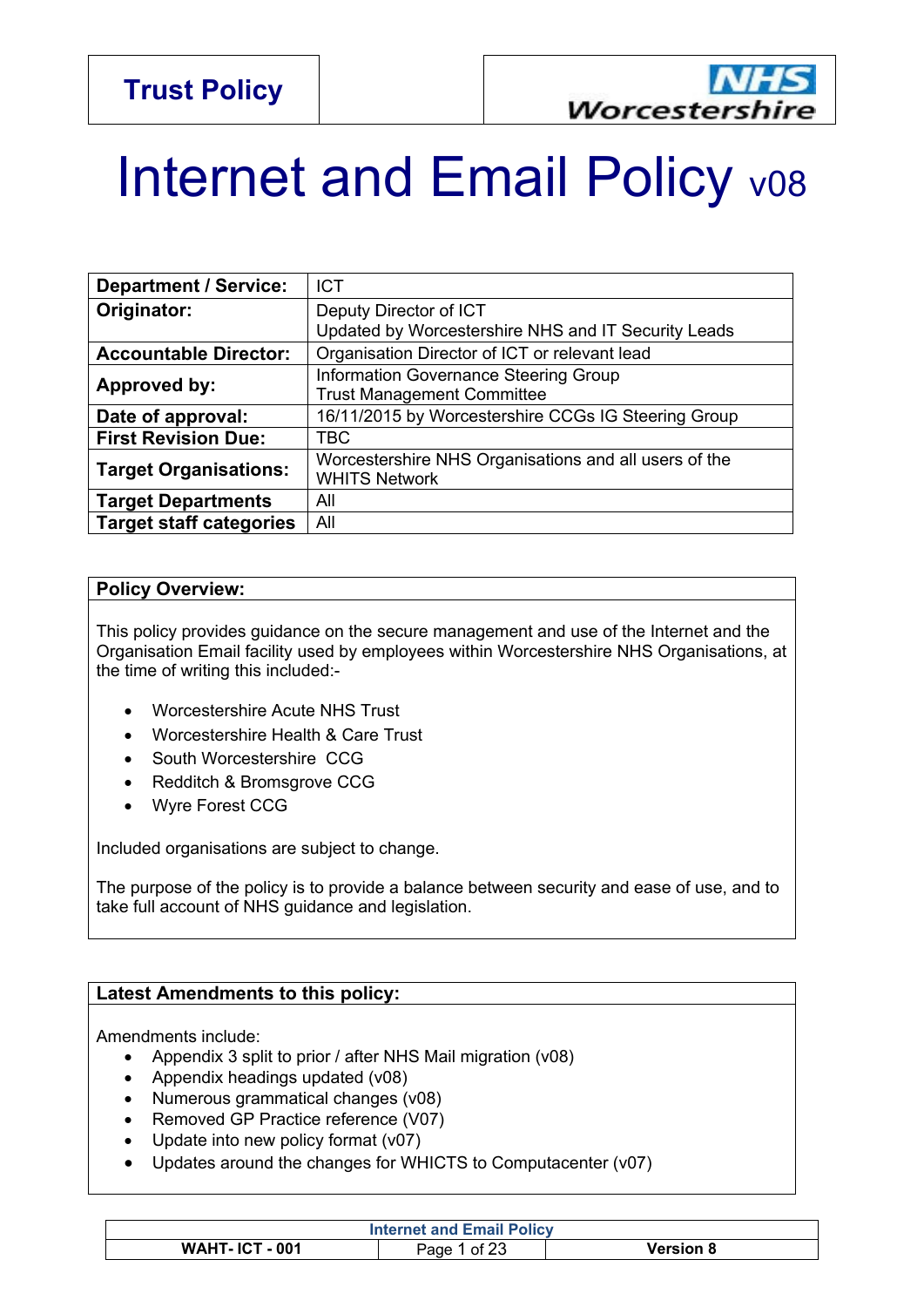**Trust Policy**

NHS Worcestershire

# Internet and Email Policy v08

| Department / Service: | ICT |
|---|---|
| Originator: | Deputy Director of ICT<br>Updated by Worcestershire NHS and IT Security Leads |
| Accountable Director: | Organisation Director of ICT or relevant lead |
| Approved by: | Information Governance Steering Group<br>Trust Management Committee |
| Date of approval: | 16/11/2015 by Worcestershire CCGs IG Steering Group |
| First Revision Due: | TBC |
| Target Organisations: | Worcestershire NHS Organisations and all users of the WHITS Network |
| Target Departments | All |
| Target staff categories | All |

**Policy Overview:**

This policy provides guidance on the secure management and use of the Internet and the Organisation Email facility used by employees within Worcestershire NHS Organisations, at the time of writing this included:-

- Worcestershire Acute NHS Trust
- Worcestershire Health & Care Trust
- South Worcestershire CCG
- Redditch & Bromsgrove CCG
- Wyre Forest CCG

Included organisations are subject to change.

The purpose of the policy is to provide a balance between security and ease of use, and to take full account of NHS guidance and legislation.

**Latest Amendments to this policy:**

Amendments include:

- Appendix 3 split to prior / after NHS Mail migration (v08)
- Appendix headings updated (v08)
- Numerous grammatical changes (v08)
- Removed GP Practice reference (V07)
- Update into new policy format (v07)
- Updates around the changes for WHICTS to Computacenter (v07)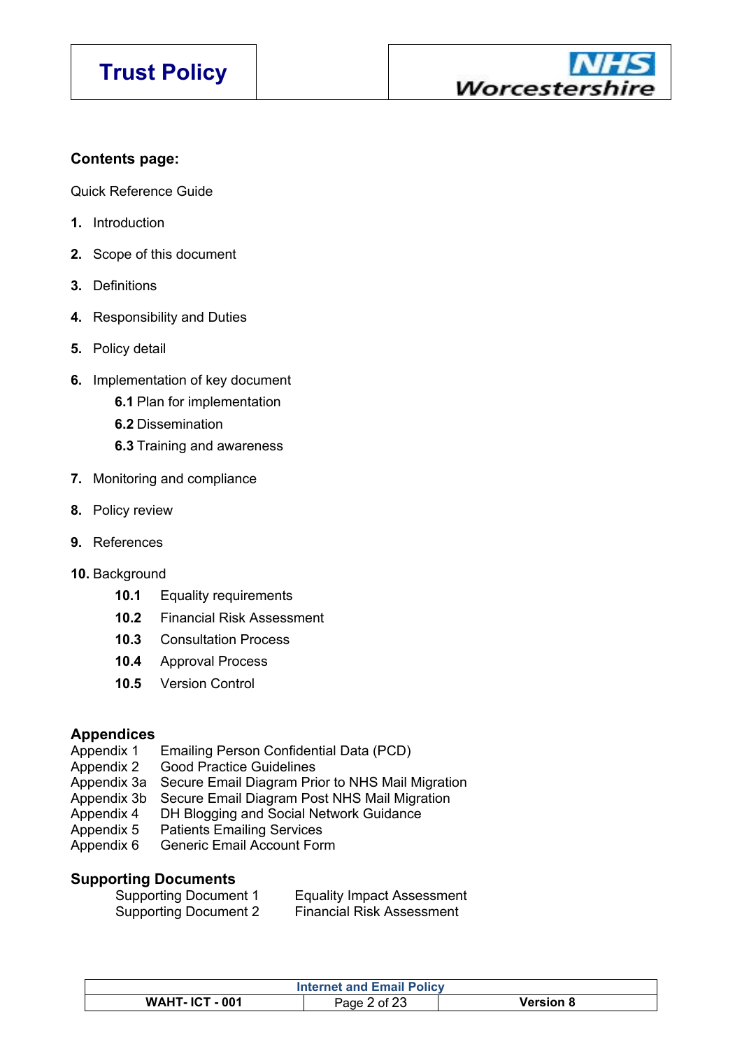**Contents page:**

Quick Reference Guide

1. Introduction
2. Scope of this document
3. Definitions
4. Responsibility and Duties
5. Policy detail
6. Implementation of key document
   - **6.1** Plan for implementation
   - **6.2** Dissemination
   - **6.3** Training and awareness
7. Monitoring and compliance
8. Policy review
9. References
10. Background
    - **10.1** Equality requirements
    - **10.2** Financial Risk Assessment
    - **10.3** Consultation Process
    - **10.4** Approval Process
    - **10.5** Version Control

## Appendices

| | |
|---|---|
| Appendix 1 | Emailing Person Confidential Data (PCD) |
| Appendix 2 | Good Practice Guidelines |
| Appendix 3a | Secure Email Diagram Prior to NHS Mail Migration |
| Appendix 3b | Secure Email Diagram Post NHS Mail Migration |
| Appendix 4 | DH Blogging and Social Network Guidance |
| Appendix 5 | Patients Emailing Services |
| Appendix 6 | Generic Email Account Form |

## Supporting Documents

| | |
|---|---|
| Supporting Document 1 | Equality Impact Assessment |
| Supporting Document 2 | Financial Risk Assessment |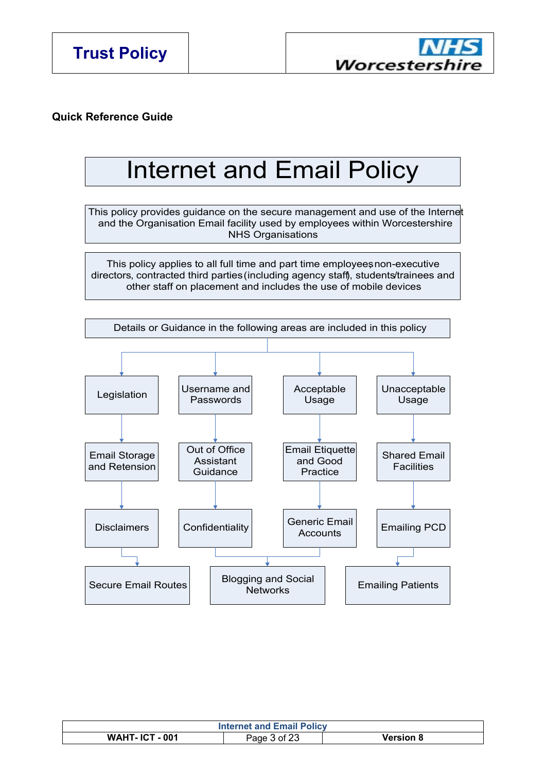**Quick Reference Guide**

# Internet and Email Policy

This policy provides guidance on the secure management and use of the Internet and the Organisation Email facility used by employees within Worcestershire NHS Organisations

This policy applies to all full time and part time employees, non-executive directors, contracted third parties (including agency staff), students/trainees and other staff on placement and includes the use of mobile devices

Details or Guidance in the following areas are included in this policy

- Legislation
- Email Storage and Retention
- Disclaimers
- Username and Passwords
- Out of Office Assistant Guidance
- Confidentiality
- Acceptable Usage
- Email Etiquette and Good Practice
- Generic Email Accounts
- Unacceptable Usage
- Shared Email Facilities
- Emailing PCD
- Secure Email Routes
- Blogging and Social Networks
- Emailing Patients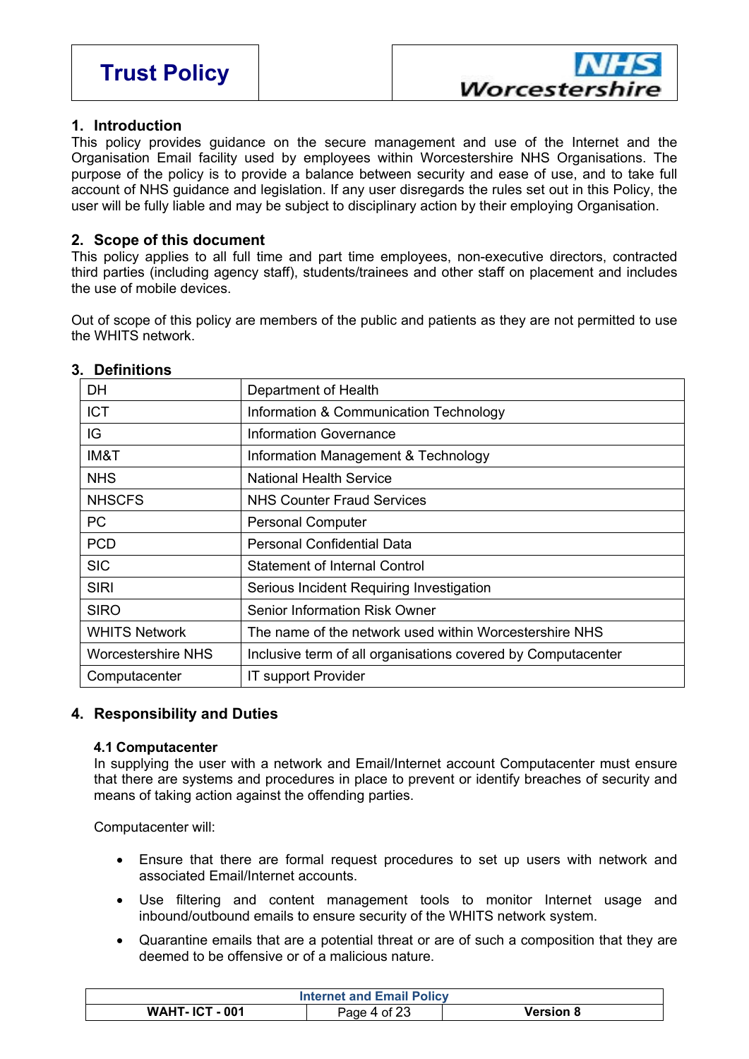## 1. Introduction

This policy provides guidance on the secure management and use of the Internet and the Organisation Email facility used by employees within Worcestershire NHS Organisations. The purpose of the policy is to provide a balance between security and ease of use, and to take full account of NHS guidance and legislation. If any user disregards the rules set out in this Policy, the user will be fully liable and may be subject to disciplinary action by their employing Organisation.

## 2. Scope of this document

This policy applies to all full time and part time employees, non-executive directors, contracted third parties (including agency staff), students/trainees and other staff on placement and includes the use of mobile devices.

Out of scope of this policy are members of the public and patients as they are not permitted to use the WHITS network.

## 3. Definitions

| | |
|---|---|
| DH | Department of Health |
| ICT | Information & Communication Technology |
| IG | Information Governance |
| IM&T | Information Management & Technology |
| NHS | National Health Service |
| NHSCFS | NHS Counter Fraud Services |
| PC | Personal Computer |
| PCD | Personal Confidential Data |
| SIC | Statement of Internal Control |
| SIRI | Serious Incident Requiring Investigation |
| SIRO | Senior Information Risk Owner |
| WHITS Network | The name of the network used within Worcestershire NHS |
| Worcestershire NHS | Inclusive term of all organisations covered by Computacenter |
| Computacenter | IT support Provider |

## 4. Responsibility and Duties

### 4.1 Computacenter

In supplying the user with a network and Email/Internet account Computacenter must ensure that there are systems and procedures in place to prevent or identify breaches of security and means of taking action against the offending parties.

Computacenter will:

- Ensure that there are formal request procedures to set up users with network and associated Email/Internet accounts.
- Use filtering and content management tools to monitor Internet usage and inbound/outbound emails to ensure security of the WHITS network system.
- Quarantine emails that are a potential threat or are of such a composition that they are deemed to be offensive or of a malicious nature.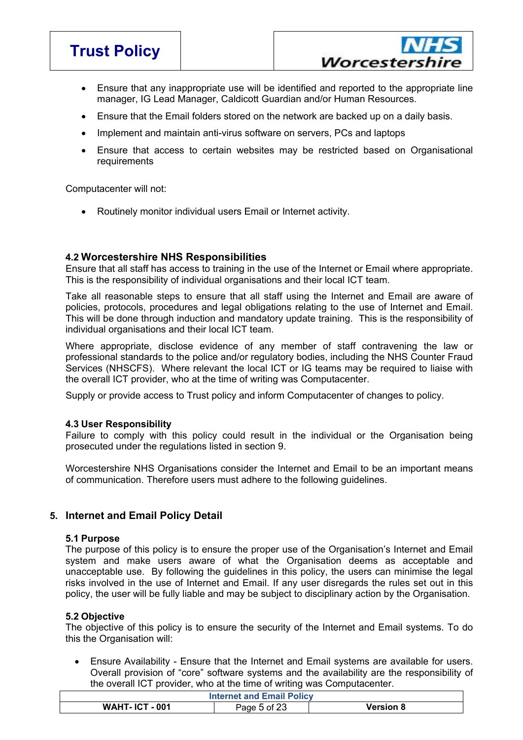- Ensure that any inappropriate use will be identified and reported to the appropriate line manager, IG Lead Manager, Caldicott Guardian and/or Human Resources.
- Ensure that the Email folders stored on the network are backed up on a daily basis.
- Implement and maintain anti-virus software on servers, PCs and laptops
- Ensure that access to certain websites may be restricted based on Organisational requirements

Computacenter will not:

- Routinely monitor individual users Email or Internet activity.

### 4.2 Worcestershire NHS Responsibilities

Ensure that all staff has access to training in the use of the Internet or Email where appropriate. This is the responsibility of individual organisations and their local ICT team.

Take all reasonable steps to ensure that all staff using the Internet and Email are aware of policies, protocols, procedures and legal obligations relating to the use of Internet and Email. This will be done through induction and mandatory update training. This is the responsibility of individual organisations and their local ICT team.

Where appropriate, disclose evidence of any member of staff contravening the law or professional standards to the police and/or regulatory bodies, including the NHS Counter Fraud Services (NHSCFS). Where relevant the local ICT or IG teams may be required to liaise with the overall ICT provider, who at the time of writing was Computacenter.

Supply or provide access to Trust policy and inform Computacenter of changes to policy.

### 4.3 User Responsibility

Failure to comply with this policy could result in the individual or the Organisation being prosecuted under the regulations listed in section 9.

Worcestershire NHS Organisations consider the Internet and Email to be an important means of communication. Therefore users must adhere to the following guidelines.

## 5. Internet and Email Policy Detail

### 5.1 Purpose

The purpose of this policy is to ensure the proper use of the Organisation's Internet and Email system and make users aware of what the Organisation deems as acceptable and unacceptable use. By following the guidelines in this policy, the users can minimise the legal risks involved in the use of Internet and Email. If any user disregards the rules set out in this policy, the user will be fully liable and may be subject to disciplinary action by the Organisation.

### 5.2 Objective

The objective of this policy is to ensure the security of the Internet and Email systems. To do this the Organisation will:

- Ensure Availability - Ensure that the Internet and Email systems are available for users. Overall provision of "core" software systems and the availability are the responsibility of the overall ICT provider, who at the time of writing was Computacenter.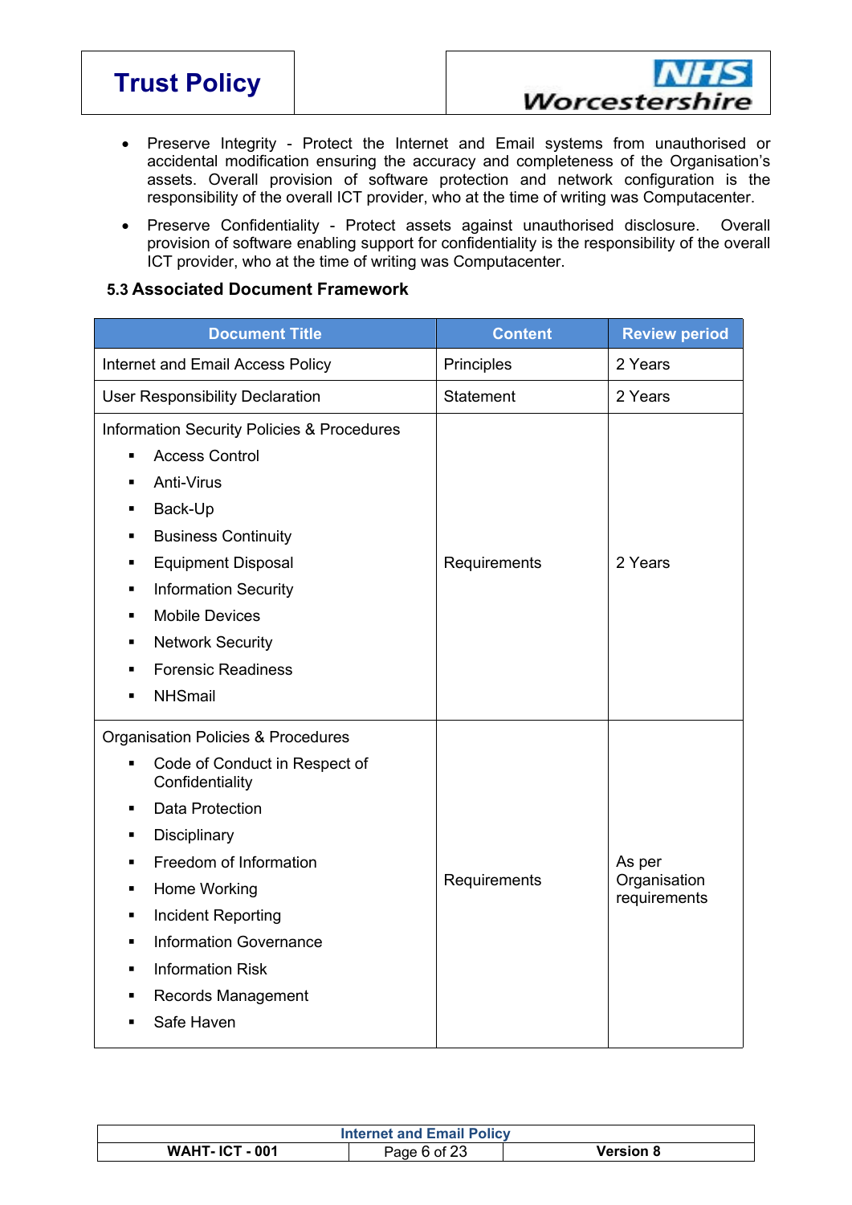- Preserve Integrity - Protect the Internet and Email systems from unauthorised or accidental modification ensuring the accuracy and completeness of the Organisation's assets. Overall provision of software protection and network configuration is the responsibility of the overall ICT provider, who at the time of writing was Computacenter.
- Preserve Confidentiality - Protect assets against unauthorised disclosure. Overall provision of software enabling support for confidentiality is the responsibility of the overall ICT provider, who at the time of writing was Computacenter.

### 5.3 Associated Document Framework

| Document Title | Content | Review period |
|---|---|---|
| Internet and Email Access Policy | Principles | 2 Years |
| User Responsibility Declaration | Statement | 2 Years |
| Information Security Policies & Procedures<br>▪ Access Control<br>▪ Anti-Virus<br>▪ Back-Up<br>▪ Business Continuity<br>▪ Equipment Disposal<br>▪ Information Security<br>▪ Mobile Devices<br>▪ Network Security<br>▪ Forensic Readiness<br>▪ NHSmail | Requirements | 2 Years |
| Organisation Policies & Procedures<br>▪ Code of Conduct in Respect of Confidentiality<br>▪ Data Protection<br>▪ Disciplinary<br>▪ Freedom of Information<br>▪ Home Working<br>▪ Incident Reporting<br>▪ Information Governance<br>▪ Information Risk<br>▪ Records Management<br>▪ Safe Haven | Requirements | As per Organisation requirements |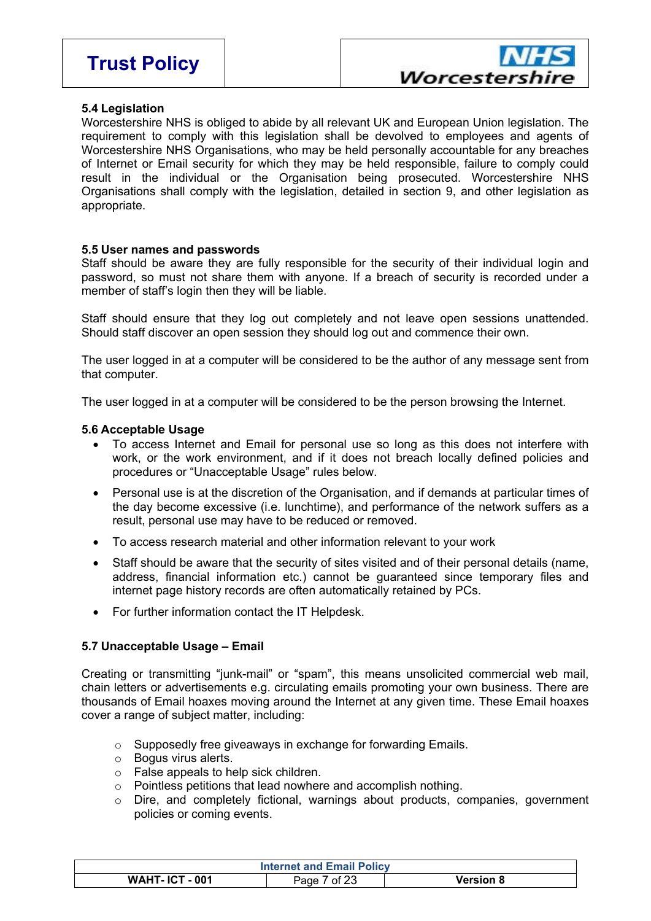### 5.4 Legislation

Worcestershire NHS is obliged to abide by all relevant UK and European Union legislation. The requirement to comply with this legislation shall be devolved to employees and agents of Worcestershire NHS Organisations, who may be held personally accountable for any breaches of Internet or Email security for which they may be held responsible, failure to comply could result in the individual or the Organisation being prosecuted. Worcestershire NHS Organisations shall comply with the legislation, detailed in section 9, and other legislation as appropriate.

### 5.5 User names and passwords

Staff should be aware they are fully responsible for the security of their individual login and password, so must not share them with anyone. If a breach of security is recorded under a member of staff's login then they will be liable.

Staff should ensure that they log out completely and not leave open sessions unattended. Should staff discover an open session they should log out and commence their own.

The user logged in at a computer will be considered to be the author of any message sent from that computer.

The user logged in at a computer will be considered to be the person browsing the Internet.

### 5.6 Acceptable Usage

- To access Internet and Email for personal use so long as this does not interfere with work, or the work environment, and if it does not breach locally defined policies and procedures or "Unacceptable Usage" rules below.
- Personal use is at the discretion of the Organisation, and if demands at particular times of the day become excessive (i.e. lunchtime), and performance of the network suffers as a result, personal use may have to be reduced or removed.
- To access research material and other information relevant to your work
- Staff should be aware that the security of sites visited and of their personal details (name, address, financial information etc.) cannot be guaranteed since temporary files and internet page history records are often automatically retained by PCs.
- For further information contact the IT Helpdesk.

### 5.7 Unacceptable Usage – Email

Creating or transmitting "junk-mail" or "spam", this means unsolicited commercial web mail, chain letters or advertisements e.g. circulating emails promoting your own business. There are thousands of Email hoaxes moving around the Internet at any given time. These Email hoaxes cover a range of subject matter, including:

- Supposedly free giveaways in exchange for forwarding Emails.
- Bogus virus alerts.
- False appeals to help sick children.
- Pointless petitions that lead nowhere and accomplish nothing.
- Dire, and completely fictional, warnings about products, companies, government policies or coming events.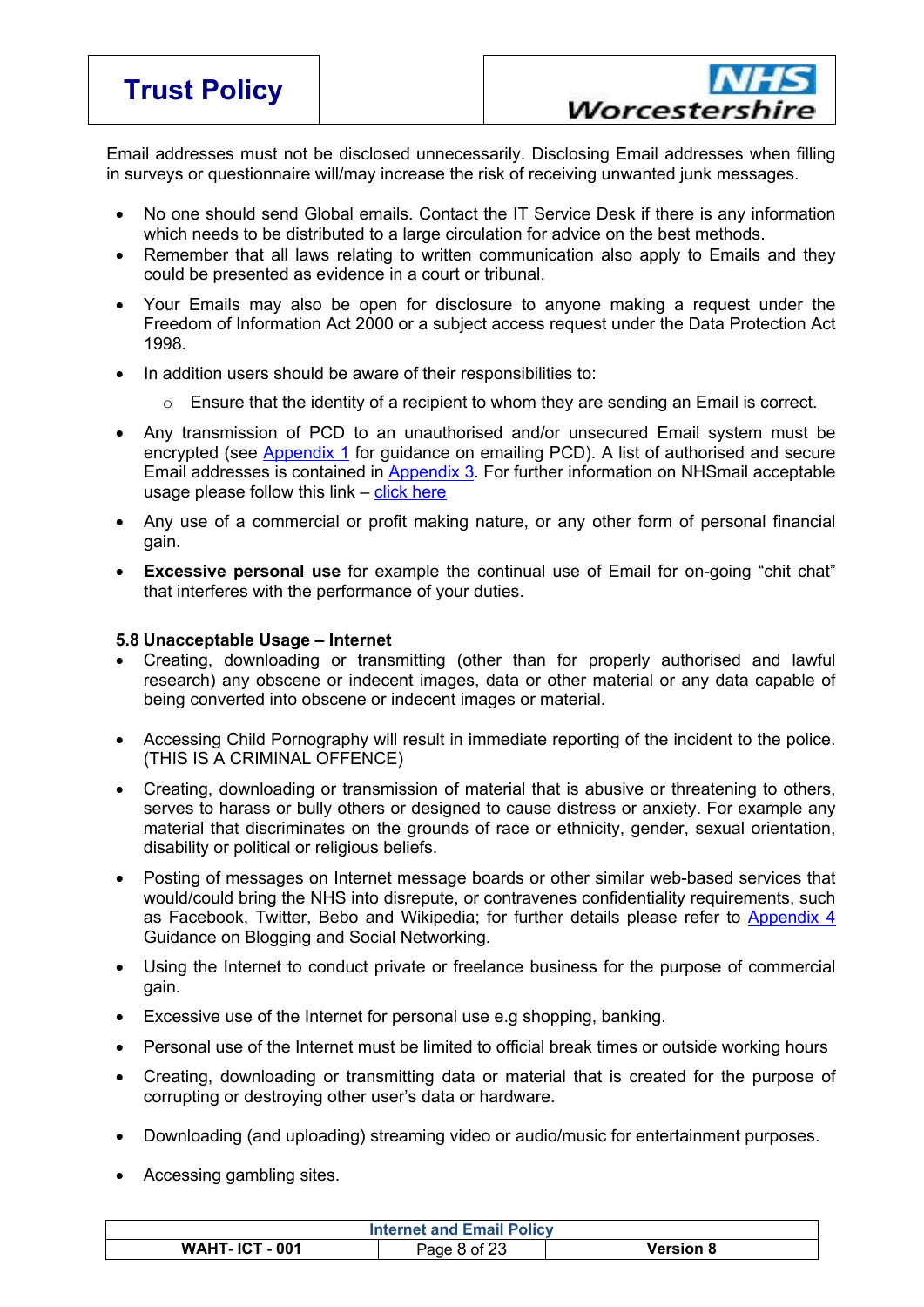Email addresses must not be disclosed unnecessarily. Disclosing Email addresses when filling in surveys or questionnaire will/may increase the risk of receiving unwanted junk messages.

- No one should send Global emails. Contact the IT Service Desk if there is any information which needs to be distributed to a large circulation for advice on the best methods.
- Remember that all laws relating to written communication also apply to Emails and they could be presented as evidence in a court or tribunal.
- Your Emails may also be open for disclosure to anyone making a request under the Freedom of Information Act 2000 or a subject access request under the Data Protection Act 1998.
- In addition users should be aware of their responsibilities to:
  - Ensure that the identity of a recipient to whom they are sending an Email is correct.
- Any transmission of PCD to an unauthorised and/or unsecured Email system must be encrypted (see Appendix 1 for guidance on emailing PCD). A list of authorised and secure Email addresses is contained in Appendix 3. For further information on NHSmail acceptable usage please follow this link – click here
- Any use of a commercial or profit making nature, or any other form of personal financial gain.
- **Excessive personal use** for example the continual use of Email for on-going "chit chat" that interferes with the performance of your duties.

**5.8 Unacceptable Usage – Internet**

- Creating, downloading or transmitting (other than for properly authorised and lawful research) any obscene or indecent images, data or other material or any data capable of being converted into obscene or indecent images or material.
- Accessing Child Pornography will result in immediate reporting of the incident to the police. (THIS IS A CRIMINAL OFFENCE)
- Creating, downloading or transmission of material that is abusive or threatening to others, serves to harass or bully others or designed to cause distress or anxiety. For example any material that discriminates on the grounds of race or ethnicity, gender, sexual orientation, disability or political or religious beliefs.
- Posting of messages on Internet message boards or other similar web-based services that would/could bring the NHS into disrepute, or contravenes confidentiality requirements, such as Facebook, Twitter, Bebo and Wikipedia; for further details please refer to Appendix 4 Guidance on Blogging and Social Networking.
- Using the Internet to conduct private or freelance business for the purpose of commercial gain.
- Excessive use of the Internet for personal use e.g shopping, banking.
- Personal use of the Internet must be limited to official break times or outside working hours
- Creating, downloading or transmitting data or material that is created for the purpose of corrupting or destroying other user's data or hardware.
- Downloading (and uploading) streaming video or audio/music for entertainment purposes.
- Accessing gambling sites.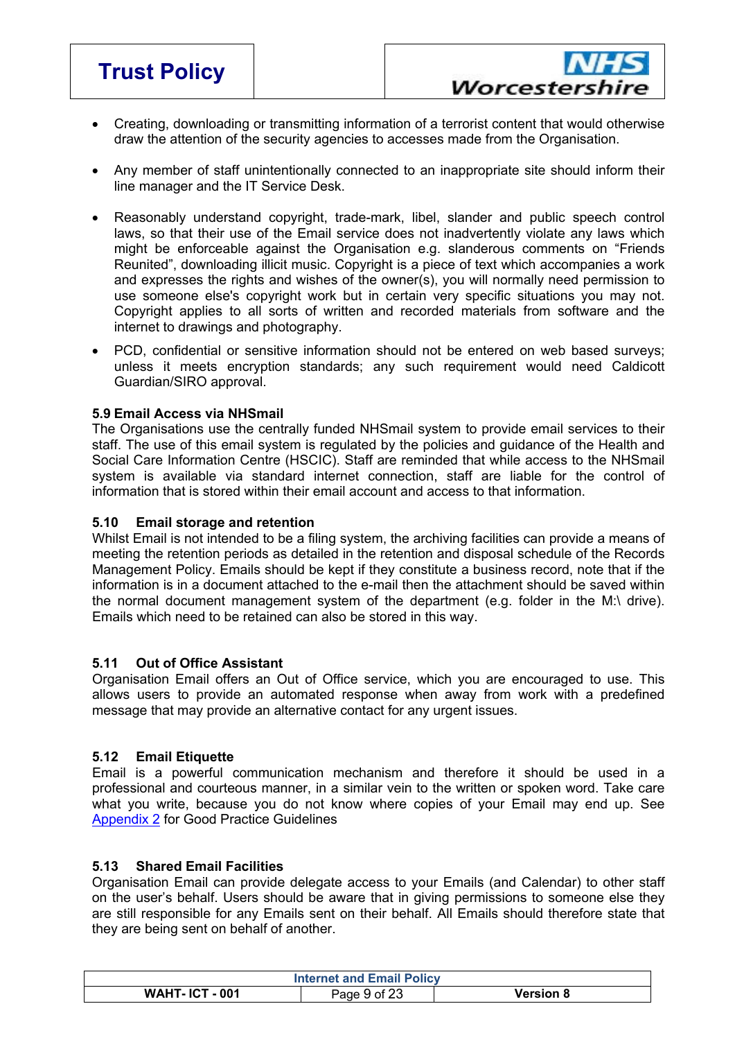- Creating, downloading or transmitting information of a terrorist content that would otherwise draw the attention of the security agencies to accesses made from the Organisation.

- Any member of staff unintentionally connected to an inappropriate site should inform their line manager and the IT Service Desk.

- Reasonably understand copyright, trade-mark, libel, slander and public speech control laws, so that their use of the Email service does not inadvertently violate any laws which might be enforceable against the Organisation e.g. slanderous comments on "Friends Reunited", downloading illicit music. Copyright is a piece of text which accompanies a work and expresses the rights and wishes of the owner(s), you will normally need permission to use someone else's copyright work but in certain very specific situations you may not. Copyright applies to all sorts of written and recorded materials from software and the internet to drawings and photography.

- PCD, confidential or sensitive information should not be entered on web based surveys; unless it meets encryption standards; any such requirement would need Caldicott Guardian/SIRO approval.

**5.9 Email Access via NHSmail**

The Organisations use the centrally funded NHSmail system to provide email services to their staff. The use of this email system is regulated by the policies and guidance of the Health and Social Care Information Centre (HSCIC). Staff are reminded that while access to the NHSmail system is available via standard internet connection, staff are liable for the control of information that is stored within their email account and access to that information.

**5.10 Email storage and retention**

Whilst Email is not intended to be a filing system, the archiving facilities can provide a means of meeting the retention periods as detailed in the retention and disposal schedule of the Records Management Policy. Emails should be kept if they constitute a business record, note that if the information is in a document attached to the e-mail then the attachment should be saved within the normal document management system of the department (e.g. folder in the M:\ drive). Emails which need to be retained can also be stored in this way.

**5.11 Out of Office Assistant**

Organisation Email offers an Out of Office service, which you are encouraged to use. This allows users to provide an automated response when away from work with a predefined message that may provide an alternative contact for any urgent issues.

**5.12 Email Etiquette**

Email is a powerful communication mechanism and therefore it should be used in a professional and courteous manner, in a similar vein to the written or spoken word. Take care what you write, because you do not know where copies of your Email may end up. See Appendix 2 for Good Practice Guidelines

**5.13 Shared Email Facilities**

Organisation Email can provide delegate access to your Emails (and Calendar) to other staff on the user's behalf. Users should be aware that in giving permissions to someone else they are still responsible for any Emails sent on their behalf. All Emails should therefore state that they are being sent on behalf of another.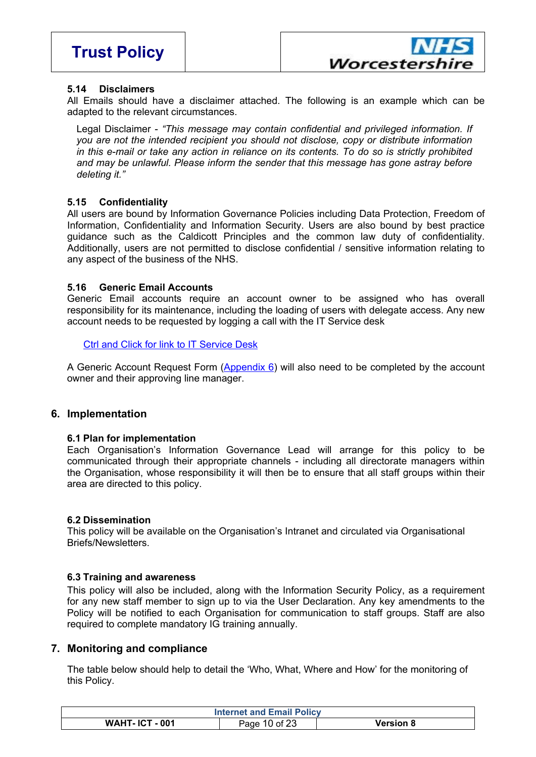### 5.14 Disclaimers

All Emails should have a disclaimer attached. The following is an example which can be adapted to the relevant circumstances.

> Legal Disclaimer - *"This message may contain confidential and privileged information. If you are not the intended recipient you should not disclose, copy or distribute information in this e-mail or take any action in reliance on its contents. To do so is strictly prohibited and may be unlawful. Please inform the sender that this message has gone astray before deleting it."*

### 5.15 Confidentiality

All users are bound by Information Governance Policies including Data Protection, Freedom of Information, Confidentiality and Information Security. Users are also bound by best practice guidance such as the Caldicott Principles and the common law duty of confidentiality. Additionally, users are not permitted to disclose confidential / sensitive information relating to any aspect of the business of the NHS.

### 5.16 Generic Email Accounts

Generic Email accounts require an account owner to be assigned who has overall responsibility for its maintenance, including the loading of users with delegate access. Any new account needs to be requested by logging a call with the IT Service desk

Ctrl and Click for link to IT Service Desk

A Generic Account Request Form (Appendix 6) will also need to be completed by the account owner and their approving line manager.

## 6. Implementation

### 6.1 Plan for implementation

Each Organisation's Information Governance Lead will arrange for this policy to be communicated through their appropriate channels - including all directorate managers within the Organisation, whose responsibility it will then be to ensure that all staff groups within their area are directed to this policy.

### 6.2 Dissemination

This policy will be available on the Organisation's Intranet and circulated via Organisational Briefs/Newsletters.

### 6.3 Training and awareness

This policy will also be included, along with the Information Security Policy, as a requirement for any new staff member to sign up to via the User Declaration. Any key amendments to the Policy will be notified to each Organisation for communication to staff groups. Staff are also required to complete mandatory IG training annually.

## 7. Monitoring and compliance

The table below should help to detail the 'Who, What, Where and How' for the monitoring of this Policy.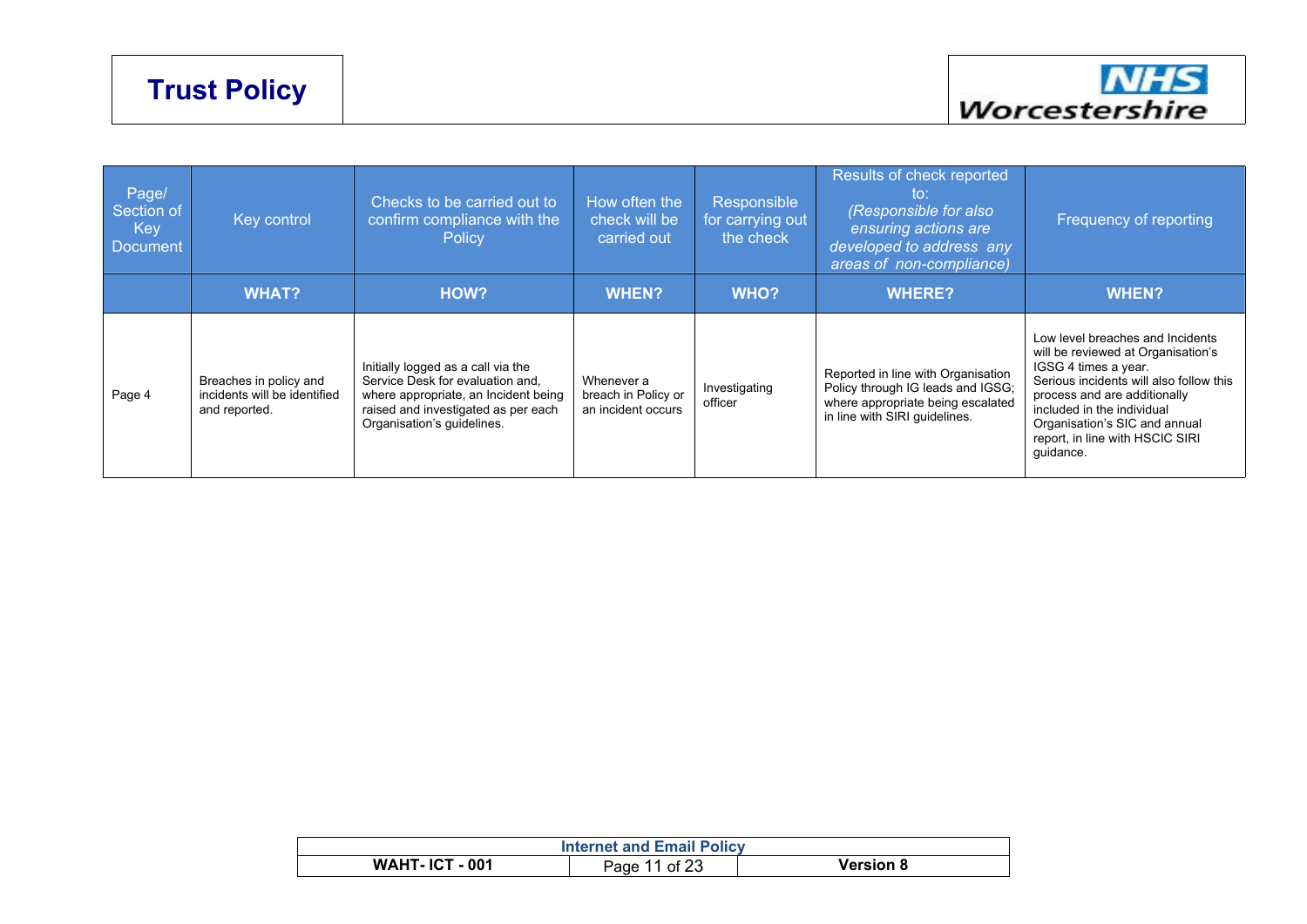| Page/ Section of Key Document | Key control | Checks to be carried out to confirm compliance with the Policy | How often the check will be carried out | Responsible for carrying out the check | Results of check reported to: *(Responsible for also ensuring actions are developed to address any areas of non-compliance)* | Frequency of reporting |
|---|---|---|---|---|---|---|
| | **WHAT?** | **HOW?** | **WHEN?** | **WHO?** | **WHERE?** | **WHEN?** |
| Page 4 | Breaches in policy and incidents will be identified and reported. | Initially logged as a call via the Service Desk for evaluation and, where appropriate, an Incident being raised and investigated as per each Organisation's guidelines. | Whenever a breach in Policy or an incident occurs | Investigating officer | Reported in line with Organisation Policy through IG leads and IGSG; where appropriate being escalated in line with SIRI guidelines. | Low level breaches and Incidents will be reviewed at Organisation's IGSG 4 times a year. Serious incidents will also follow this process and are additionally included in the individual Organisation's SIC and annual report, in line with HSCIC SIRI guidance. |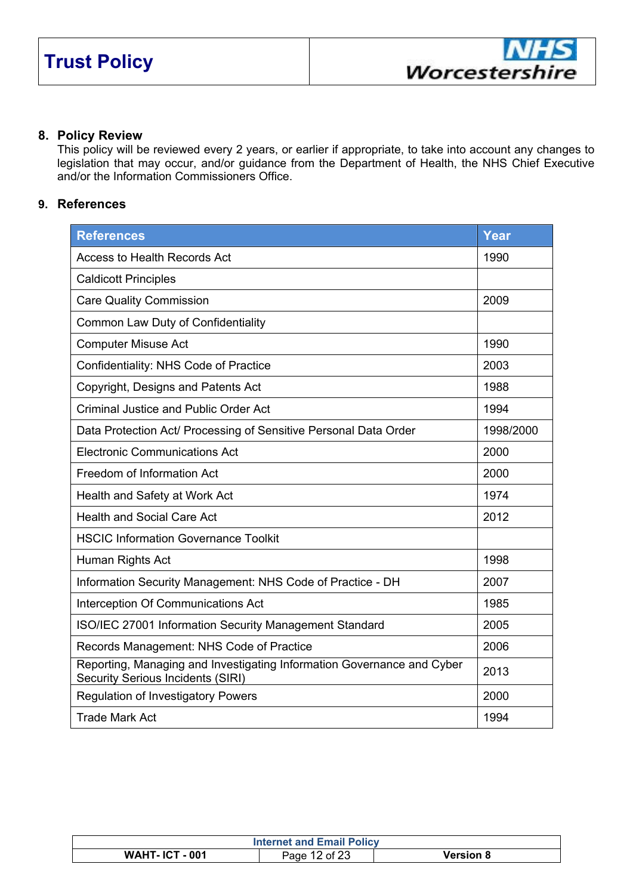## 8. Policy Review

This policy will be reviewed every 2 years, or earlier if appropriate, to take into account any changes to legislation that may occur, and/or guidance from the Department of Health, the NHS Chief Executive and/or the Information Commissioners Office.

## 9. References

| References | Year |
|---|---|
| Access to Health Records Act | 1990 |
| Caldicott Principles | |
| Care Quality Commission | 2009 |
| Common Law Duty of Confidentiality | |
| Computer Misuse Act | 1990 |
| Confidentiality: NHS Code of Practice | 2003 |
| Copyright, Designs and Patents Act | 1988 |
| Criminal Justice and Public Order Act | 1994 |
| Data Protection Act/ Processing of Sensitive Personal Data Order | 1998/2000 |
| Electronic Communications Act | 2000 |
| Freedom of Information Act | 2000 |
| Health and Safety at Work Act | 1974 |
| Health and Social Care Act | 2012 |
| HSCIC Information Governance Toolkit | |
| Human Rights Act | 1998 |
| Information Security Management: NHS Code of Practice - DH | 2007 |
| Interception Of Communications Act | 1985 |
| ISO/IEC 27001 Information Security Management Standard | 2005 |
| Records Management: NHS Code of Practice | 2006 |
| Reporting, Managing and Investigating Information Governance and Cyber Security Serious Incidents (SIRI) | 2013 |
| Regulation of Investigatory Powers | 2000 |
| Trade Mark Act | 1994 |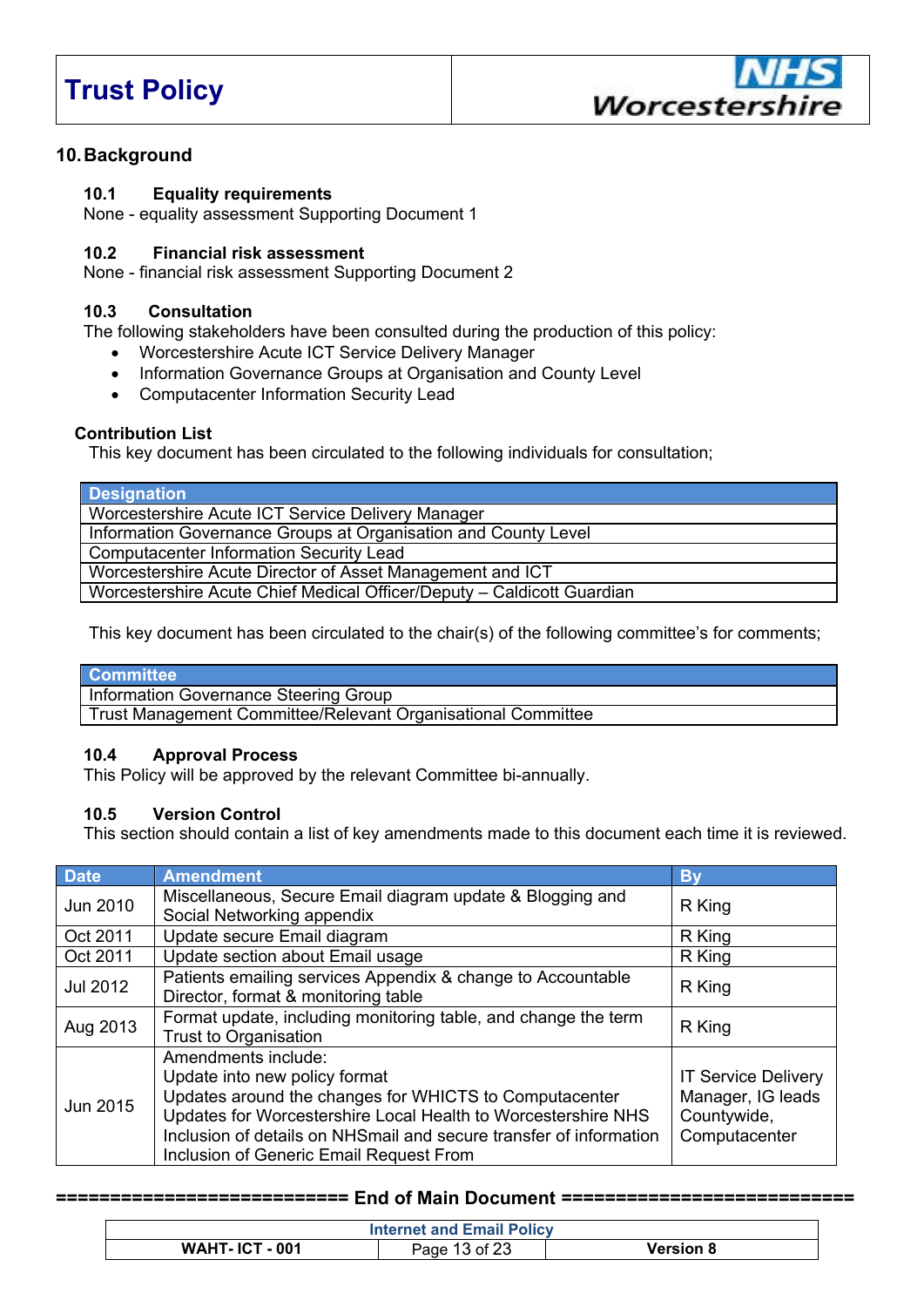## 10. Background

### 10.1 Equality requirements

None - equality assessment Supporting Document 1

### 10.2 Financial risk assessment

None - financial risk assessment Supporting Document 2

### 10.3 Consultation

The following stakeholders have been consulted during the production of this policy:

- Worcestershire Acute ICT Service Delivery Manager
- Information Governance Groups at Organisation and County Level
- Computacenter Information Security Lead

**Contribution List**

This key document has been circulated to the following individuals for consultation;

| Designation |
|---|
| Worcestershire Acute ICT Service Delivery Manager |
| Information Governance Groups at Organisation and County Level |
| Computacenter Information Security Lead |
| Worcestershire Acute Director of Asset Management and ICT |
| Worcestershire Acute Chief Medical Officer/Deputy – Caldicott Guardian |

This key document has been circulated to the chair(s) of the following committee's for comments;

| Committee |
|---|
| Information Governance Steering Group |
| Trust Management Committee/Relevant Organisational Committee |

### 10.4 Approval Process

This Policy will be approved by the relevant Committee bi-annually.

### 10.5 Version Control

This section should contain a list of key amendments made to this document each time it is reviewed.

| Date | Amendment | By |
|---|---|---|
| Jun 2010 | Miscellaneous, Secure Email diagram update & Blogging and Social Networking appendix | R King |
| Oct 2011 | Update secure Email diagram | R King |
| Oct 2011 | Update section about Email usage | R King |
| Jul 2012 | Patients emailing services Appendix & change to Accountable Director, format & monitoring table | R King |
| Aug 2013 | Format update, including monitoring table, and change the term Trust to Organisation | R King |
| Jun 2015 | Amendments include:<br>Update into new policy format<br>Updates around the changes for WHICTS to Computacenter<br>Updates for Worcestershire Local Health to Worcestershire NHS<br>Inclusion of details on NHSmail and secure transfer of information<br>Inclusion of Generic Email Request From | IT Service Delivery Manager, IG leads Countywide, Computacenter |

========================== End of Main Document ==========================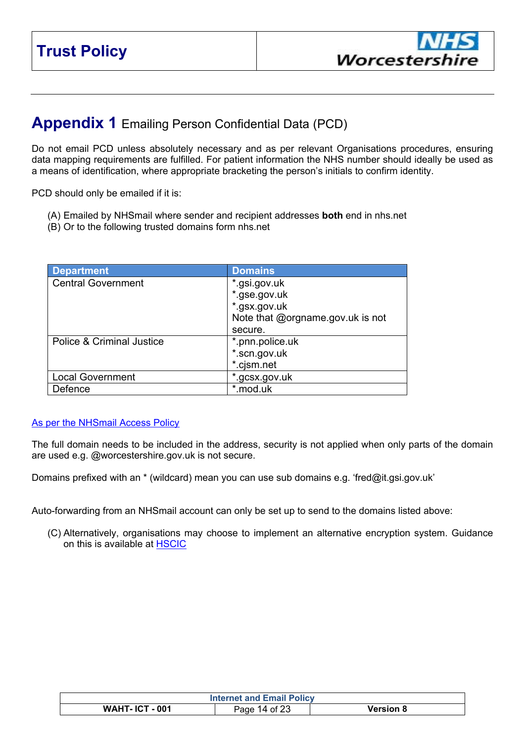# Appendix 1 Emailing Person Confidential Data (PCD)

Do not email PCD unless absolutely necessary and as per relevant Organisations procedures, ensuring data mapping requirements are fulfilled. For patient information the NHS number should ideally be used as a means of identification, where appropriate bracketing the person's initials to confirm identity.

PCD should only be emailed if it is:

(A) Emailed by NHSmail where sender and recipient addresses **both** end in nhs.net
(B) Or to the following trusted domains form nhs.net

| Department | Domains |
|---|---|
| Central Government | *.gsi.gov.uk<br>*.gse.gov.uk<br>*.gsx.gov.uk<br>Note that @orgname.gov.uk is not secure. |
| Police & Criminal Justice | *.pnn.police.uk<br>*.scn.gov.uk<br>*.cjsm.net |
| Local Government | *.gcsx.gov.uk |
| Defence | *.mod.uk |

As per the NHSmail Access Policy

The full domain needs to be included in the address, security is not applied when only parts of the domain are used e.g. @worcestershire.gov.uk is not secure.

Domains prefixed with an * (wildcard) mean you can use sub domains e.g. 'fred@it.gsi.gov.uk'

Auto-forwarding from an NHSmail account can only be set up to send to the domains listed above:

(C) Alternatively, organisations may choose to implement an alternative encryption system. Guidance on this is available at HSCIC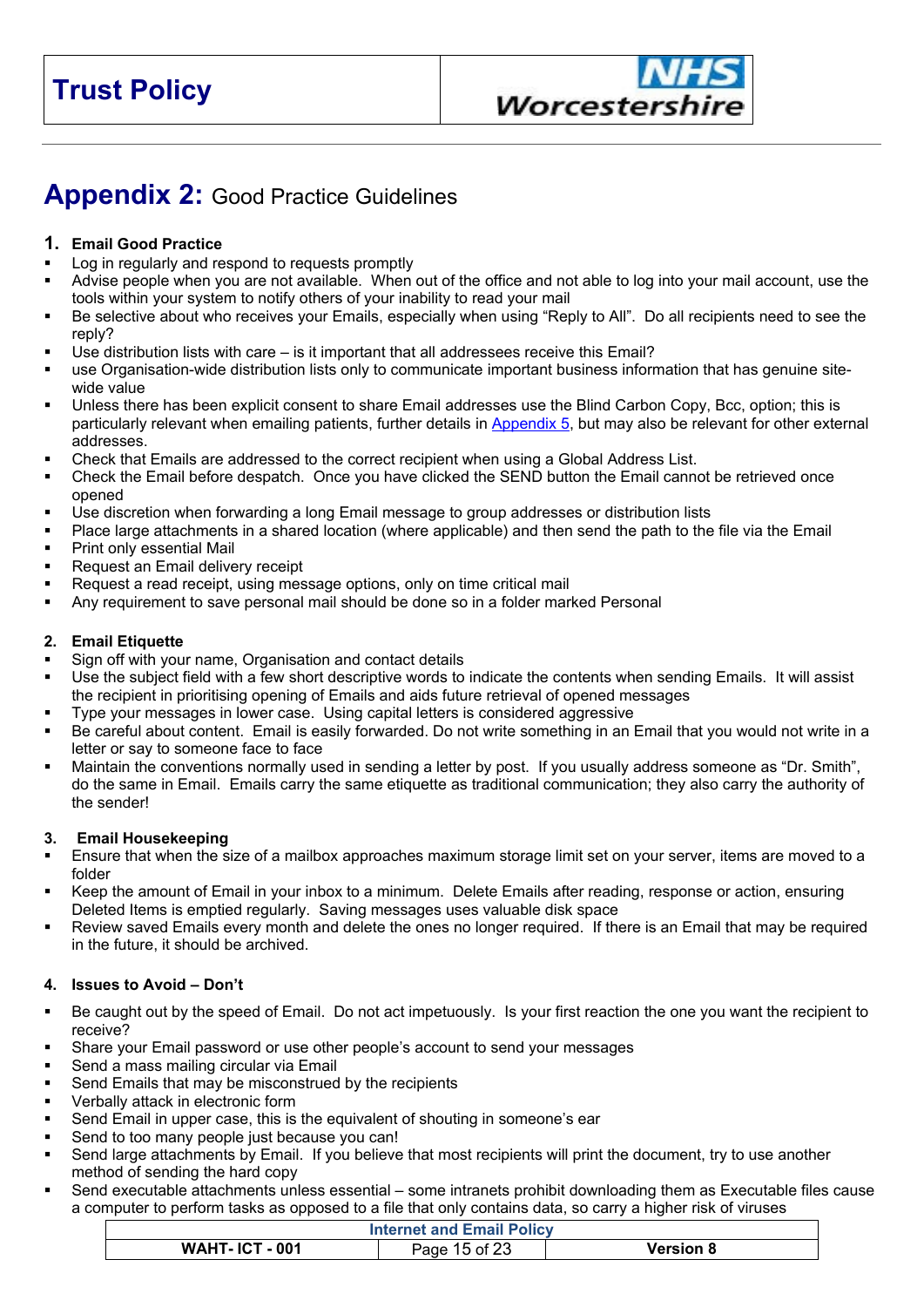## Appendix 2: Good Practice Guidelines

### 1. Email Good Practice

- Log in regularly and respond to requests promptly
- Advise people when you are not available. When out of the office and not able to log into your mail account, use the tools within your system to notify others of your inability to read your mail
- Be selective about who receives your Emails, especially when using "Reply to All". Do all recipients need to see the reply?
- Use distribution lists with care – is it important that all addressees receive this Email?
- use Organisation-wide distribution lists only to communicate important business information that has genuine site-wide value
- Unless there has been explicit consent to share Email addresses use the Blind Carbon Copy, Bcc, option; this is particularly relevant when emailing patients, further details in Appendix 5, but may also be relevant for other external addresses.
- Check that Emails are addressed to the correct recipient when using a Global Address List.
- Check the Email before despatch. Once you have clicked the SEND button the Email cannot be retrieved once opened
- Use discretion when forwarding a long Email message to group addresses or distribution lists
- Place large attachments in a shared location (where applicable) and then send the path to the file via the Email
- Print only essential Mail
- Request an Email delivery receipt
- Request a read receipt, using message options, only on time critical mail
- Any requirement to save personal mail should be done so in a folder marked Personal

### 2. Email Etiquette

- Sign off with your name, Organisation and contact details
- Use the subject field with a few short descriptive words to indicate the contents when sending Emails. It will assist the recipient in prioritising opening of Emails and aids future retrieval of opened messages
- Type your messages in lower case. Using capital letters is considered aggressive
- Be careful about content. Email is easily forwarded. Do not write something in an Email that you would not write in a letter or say to someone face to face
- Maintain the conventions normally used in sending a letter by post. If you usually address someone as "Dr. Smith", do the same in Email. Emails carry the same etiquette as traditional communication; they also carry the authority of the sender!

### 3. Email Housekeeping

- Ensure that when the size of a mailbox approaches maximum storage limit set on your server, items are moved to a folder
- Keep the amount of Email in your inbox to a minimum. Delete Emails after reading, response or action, ensuring Deleted Items is emptied regularly. Saving messages uses valuable disk space
- Review saved Emails every month and delete the ones no longer required. If there is an Email that may be required in the future, it should be archived.

### 4. Issues to Avoid – Don't

- Be caught out by the speed of Email. Do not act impetuously. Is your first reaction the one you want the recipient to receive?
- Share your Email password or use other people's account to send your messages
- Send a mass mailing circular via Email
- Send Emails that may be misconstrued by the recipients
- Verbally attack in electronic form
- Send Email in upper case, this is the equivalent of shouting in someone's ear
- Send to too many people just because you can!
- Send large attachments by Email. If you believe that most recipients will print the document, try to use another method of sending the hard copy
- Send executable attachments unless essential – some intranets prohibit downloading them as Executable files cause a computer to perform tasks as opposed to a file that only contains data, so carry a higher risk of viruses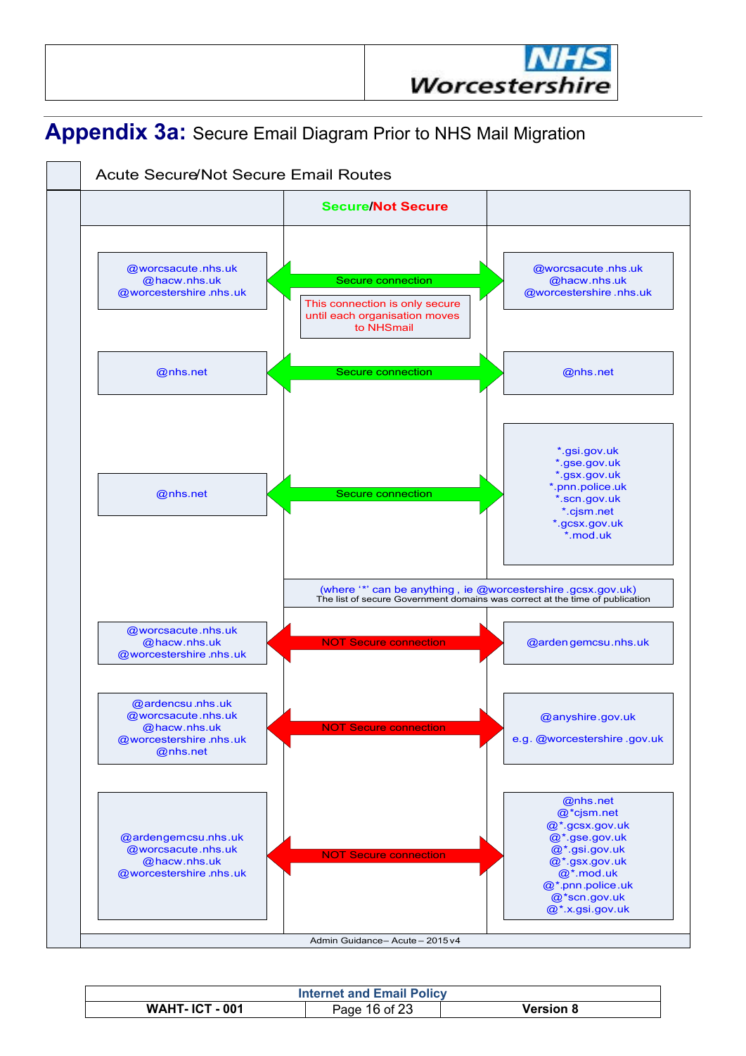# Appendix 3a: Secure Email Diagram Prior to NHS Mail Migration

## Acute Secure/Not Secure Email Routes

| From | Secure/Not Secure | To |
|---|---|---|
| @worcsacute.nhs.uk<br>@hacw.nhs.uk<br>@worcestershire.nhs.uk | Secure connection<br>This connection is only secure until each organisation moves to NHSmail | @worcsacute.nhs.uk<br>@hacw.nhs.uk<br>@worcestershire.nhs.uk |
| @nhs.net | Secure connection | @nhs.net |
| @nhs.net | Secure connection | *.gsi.gov.uk<br>*.gse.gov.uk<br>*.gsx.gov.uk<br>*.pnn.police.uk<br>*.scn.gov.uk<br>*.cjsm.net<br>*.gcsx.gov.uk<br>*.mod.uk |
| | (where '*' can be anything , ie @worcestershire.gcsx.gov.uk)<br>The list of secure Government domains was correct at the time of publication | |
| @worcsacute.nhs.uk<br>@hacw.nhs.uk<br>@worcestershire.nhs.uk | NOT Secure connection | @ardengemcsu.nhs.uk |
| @ardencsu.nhs.uk<br>@worcsacute.nhs.uk<br>@hacw.nhs.uk<br>@worcestershire.nhs.uk<br>@nhs.net | NOT Secure connection | @anyshire.gov.uk<br>e.g. @worcestershire.gov.uk |
| @ardengemcsu.nhs.uk<br>@worcsacute.nhs.uk<br>@hacw.nhs.uk<br>@worcestershire.nhs.uk | NOT Secure connection | @nhs.net<br>@*cjsm.net<br>@*.gcsx.gov.uk<br>@*.gse.gov.uk<br>@*.gsi.gov.uk<br>@*.gsx.gov.uk<br>@*.mod.uk<br>@*.pnn.police.uk<br>@*scn.gov.uk<br>@*.x.gsi.gov.uk |

Admin Guidance – Acute – 2015 v4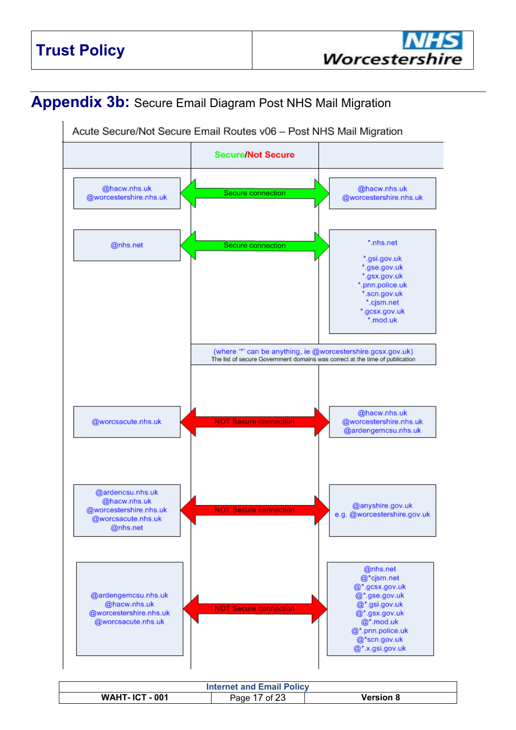## Appendix 3b: Secure Email Diagram Post NHS Mail Migration

Acute Secure/Not Secure Email Routes v06 – Post NHS Mail Migration

| | Secure/Not Secure | |
|---|---|---|
| @hacw.nhs.uk<br>@worcestershire.nhs.uk | Secure connection | @hacw.nhs.uk<br>@worcestershire.nhs.uk |
| @nhs.net | Secure connection | *.nhs.net<br><br>*.gsi.gov.uk<br>*.gse.gov.uk<br>*.gsx.gov.uk<br>*.pnn.police.uk<br>*.scn.gov.uk<br>*.cjsm.net<br>*.gcsx.gov.uk<br>*.mod.uk |
| | (where '*' can be anything, ie @worcestershire.gcsx.gov.uk)<br>The list of secure Government domains was correct at the time of publication | |
| @worcsacute.nhs.uk | NOT Secure connection | @hacw.nhs.uk<br>@worcestershire.nhs.uk<br>@ardengemcsu.nhs.uk |
| @ardencsu.nhs.uk<br>@hacw.nhs.uk<br>@worcestershire.nhs.uk<br>@worcsacute.nhs.uk<br>@nhs.net | NOT Secure connection | @anyshire.gov.uk<br>e.g. @worcestershire.gov.uk |
| @ardengemcsu.nhs.uk<br>@hacw.nhs.uk<br>@worcestershire.nhs.uk<br>@worcsacute.nhs.uk | NOT Secure connection | @nhs.net<br>@*cjsm.net<br>@*.gcsx.gov.uk<br>@*.gse.gov.uk<br>@*.gsi.gov.uk<br>@*.gsx.gov.uk<br>@*.mod.uk<br>@*.pnn.police.uk<br>@*scn.gov.uk<br>@*.x.gsi.gov.uk |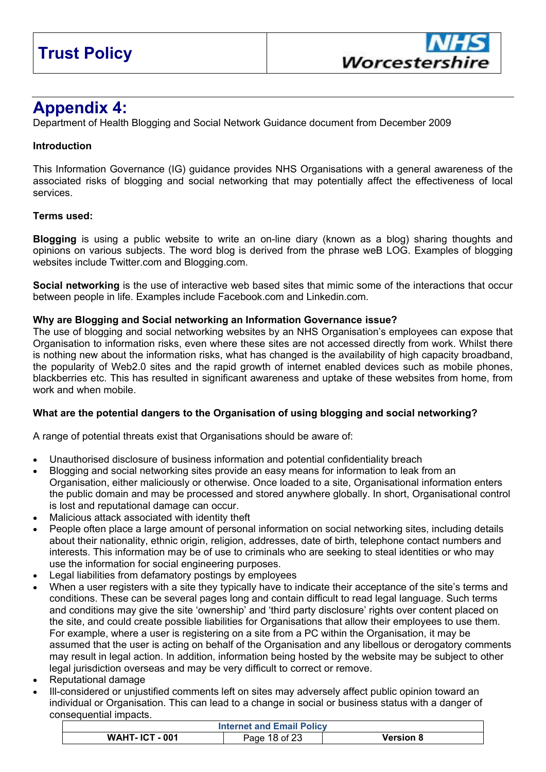# Appendix 4:

Department of Health Blogging and Social Network Guidance document from December 2009

**Introduction**

This Information Governance (IG) guidance provides NHS Organisations with a general awareness of the associated risks of blogging and social networking that may potentially affect the effectiveness of local services.

**Terms used:**

**Blogging** is using a public website to write an on-line diary (known as a blog) sharing thoughts and opinions on various subjects. The word blog is derived from the phrase weB LOG. Examples of blogging websites include Twitter.com and Blogging.com.

**Social networking** is the use of interactive web based sites that mimic some of the interactions that occur between people in life. Examples include Facebook.com and Linkedin.com.

**Why are Blogging and Social networking an Information Governance issue?**

The use of blogging and social networking websites by an NHS Organisation's employees can expose that Organisation to information risks, even where these sites are not accessed directly from work. Whilst there is nothing new about the information risks, what has changed is the availability of high capacity broadband, the popularity of Web2.0 sites and the rapid growth of internet enabled devices such as mobile phones, blackberries etc. This has resulted in significant awareness and uptake of these websites from home, from work and when mobile.

**What are the potential dangers to the Organisation of using blogging and social networking?**

A range of potential threats exist that Organisations should be aware of:

- Unauthorised disclosure of business information and potential confidentiality breach
- Blogging and social networking sites provide an easy means for information to leak from an Organisation, either maliciously or otherwise. Once loaded to a site, Organisational information enters the public domain and may be processed and stored anywhere globally. In short, Organisational control is lost and reputational damage can occur.
- Malicious attack associated with identity theft
- People often place a large amount of personal information on social networking sites, including details about their nationality, ethnic origin, religion, addresses, date of birth, telephone contact numbers and interests. This information may be of use to criminals who are seeking to steal identities or who may use the information for social engineering purposes.
- Legal liabilities from defamatory postings by employees
- When a user registers with a site they typically have to indicate their acceptance of the site's terms and conditions. These can be several pages long and contain difficult to read legal language. Such terms and conditions may give the site 'ownership' and 'third party disclosure' rights over content placed on the site, and could create possible liabilities for Organisations that allow their employees to use them. For example, where a user is registering on a site from a PC within the Organisation, it may be assumed that the user is acting on behalf of the Organisation and any libellous or derogatory comments may result in legal action. In addition, information being hosted by the website may be subject to other legal jurisdiction overseas and may be very difficult to correct or remove.
- Reputational damage
- Ill-considered or unjustified comments left on sites may adversely affect public opinion toward an individual or Organisation. This can lead to a change in social or business status with a danger of consequential impacts.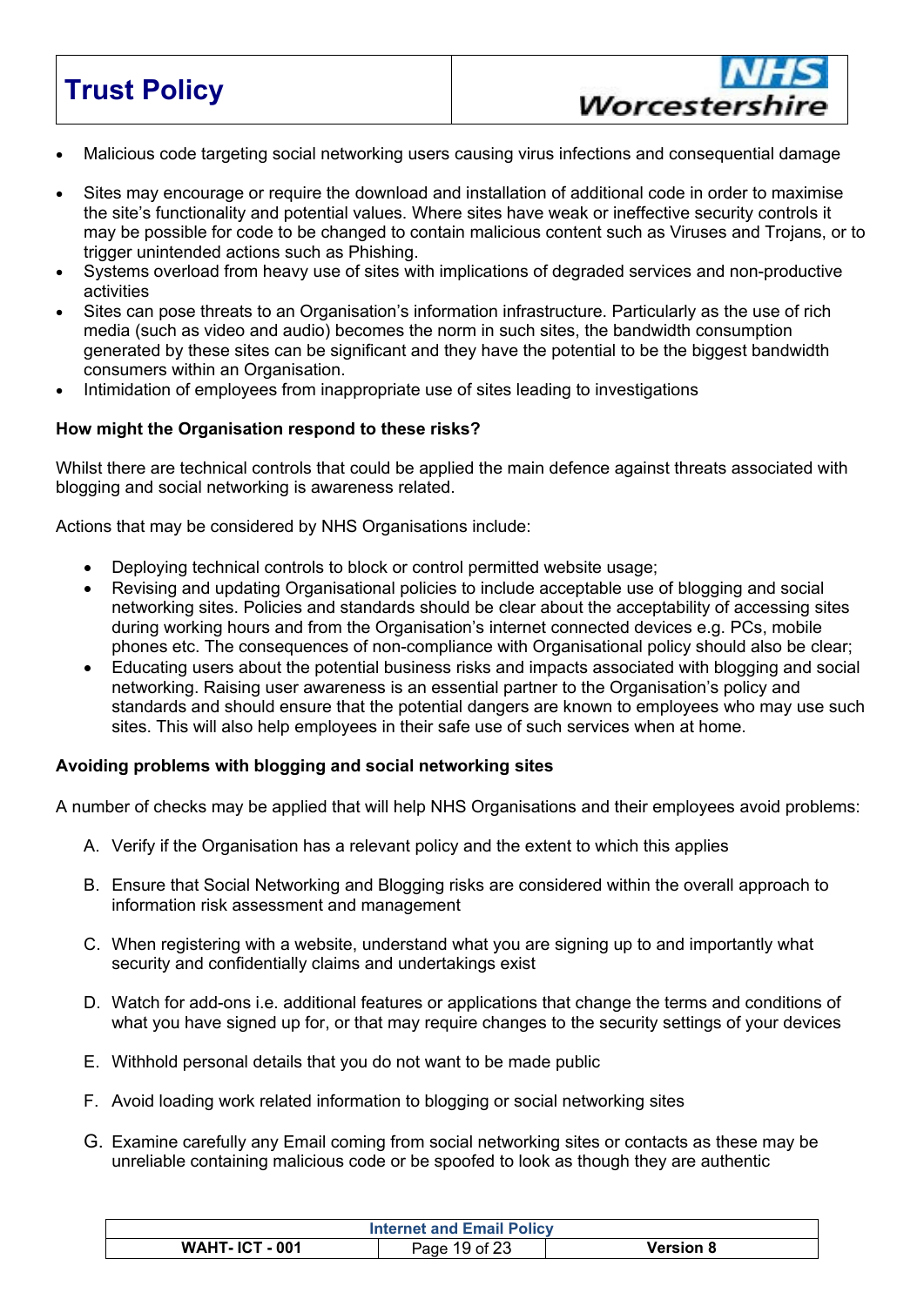- Malicious code targeting social networking users causing virus infections and consequential damage
- Sites may encourage or require the download and installation of additional code in order to maximise the site's functionality and potential values. Where sites have weak or ineffective security controls it may be possible for code to be changed to contain malicious content such as Viruses and Trojans, or to trigger unintended actions such as Phishing.
- Systems overload from heavy use of sites with implications of degraded services and non-productive activities
- Sites can pose threats to an Organisation's information infrastructure. Particularly as the use of rich media (such as video and audio) becomes the norm in such sites, the bandwidth consumption generated by these sites can be significant and they have the potential to be the biggest bandwidth consumers within an Organisation.
- Intimidation of employees from inappropriate use of sites leading to investigations

**How might the Organisation respond to these risks?**

Whilst there are technical controls that could be applied the main defence against threats associated with blogging and social networking is awareness related.

Actions that may be considered by NHS Organisations include:

- Deploying technical controls to block or control permitted website usage;
- Revising and updating Organisational policies to include acceptable use of blogging and social networking sites. Policies and standards should be clear about the acceptability of accessing sites during working hours and from the Organisation's internet connected devices e.g. PCs, mobile phones etc. The consequences of non-compliance with Organisational policy should also be clear;
- Educating users about the potential business risks and impacts associated with blogging and social networking. Raising user awareness is an essential partner to the Organisation's policy and standards and should ensure that the potential dangers are known to employees who may use such sites. This will also help employees in their safe use of such services when at home.

**Avoiding problems with blogging and social networking sites**

A number of checks may be applied that will help NHS Organisations and their employees avoid problems:

A. Verify if the Organisation has a relevant policy and the extent to which this applies

B. Ensure that Social Networking and Blogging risks are considered within the overall approach to information risk assessment and management

C. When registering with a website, understand what you are signing up to and importantly what security and confidentially claims and undertakings exist

D. Watch for add-ons i.e. additional features or applications that change the terms and conditions of what you have signed up for, or that may require changes to the security settings of your devices

E. Withhold personal details that you do not want to be made public

F. Avoid loading work related information to blogging or social networking sites

G. Examine carefully any Email coming from social networking sites or contacts as these may be unreliable containing malicious code or be spoofed to look as though they are authentic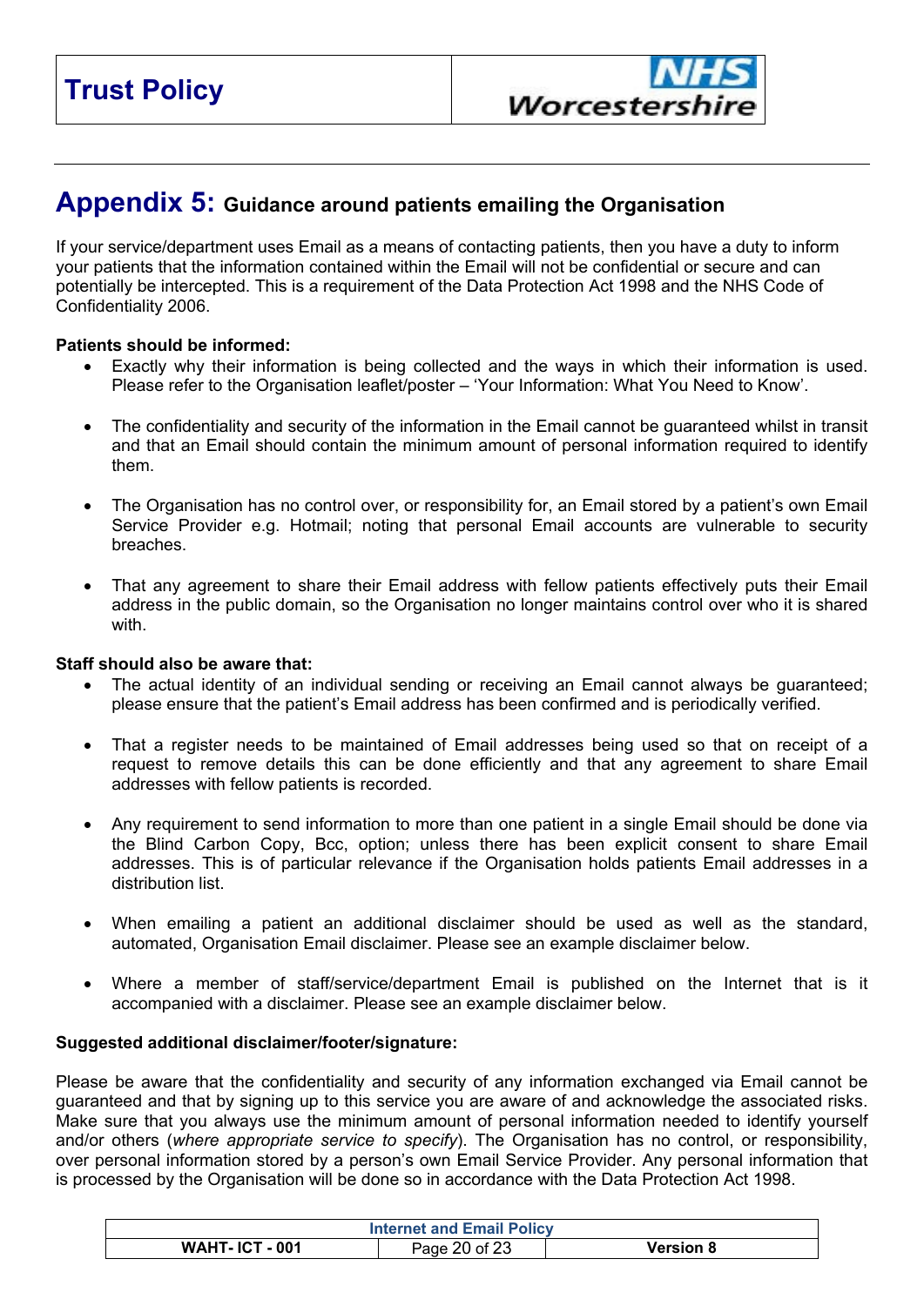## Appendix 5: Guidance around patients emailing the Organisation

If your service/department uses Email as a means of contacting patients, then you have a duty to inform your patients that the information contained within the Email will not be confidential or secure and can potentially be intercepted. This is a requirement of the Data Protection Act 1998 and the NHS Code of Confidentiality 2006.

**Patients should be informed:**

- Exactly why their information is being collected and the ways in which their information is used. Please refer to the Organisation leaflet/poster – 'Your Information: What You Need to Know'.
- The confidentiality and security of the information in the Email cannot be guaranteed whilst in transit and that an Email should contain the minimum amount of personal information required to identify them.
- The Organisation has no control over, or responsibility for, an Email stored by a patient's own Email Service Provider e.g. Hotmail; noting that personal Email accounts are vulnerable to security breaches.
- That any agreement to share their Email address with fellow patients effectively puts their Email address in the public domain, so the Organisation no longer maintains control over who it is shared with.

**Staff should also be aware that:**

- The actual identity of an individual sending or receiving an Email cannot always be guaranteed; please ensure that the patient's Email address has been confirmed and is periodically verified.
- That a register needs to be maintained of Email addresses being used so that on receipt of a request to remove details this can be done efficiently and that any agreement to share Email addresses with fellow patients is recorded.
- Any requirement to send information to more than one patient in a single Email should be done via the Blind Carbon Copy, Bcc, option; unless there has been explicit consent to share Email addresses. This is of particular relevance if the Organisation holds patients Email addresses in a distribution list.
- When emailing a patient an additional disclaimer should be used as well as the standard, automated, Organisation Email disclaimer. Please see an example disclaimer below.
- Where a member of staff/service/department Email is published on the Internet that is it accompanied with a disclaimer. Please see an example disclaimer below.

**Suggested additional disclaimer/footer/signature:**

Please be aware that the confidentiality and security of any information exchanged via Email cannot be guaranteed and that by signing up to this service you are aware of and acknowledge the associated risks. Make sure that you always use the minimum amount of personal information needed to identify yourself and/or others (*where appropriate service to specify*). The Organisation has no control, or responsibility, over personal information stored by a person's own Email Service Provider. Any personal information that is processed by the Organisation will be done so in accordance with the Data Protection Act 1998.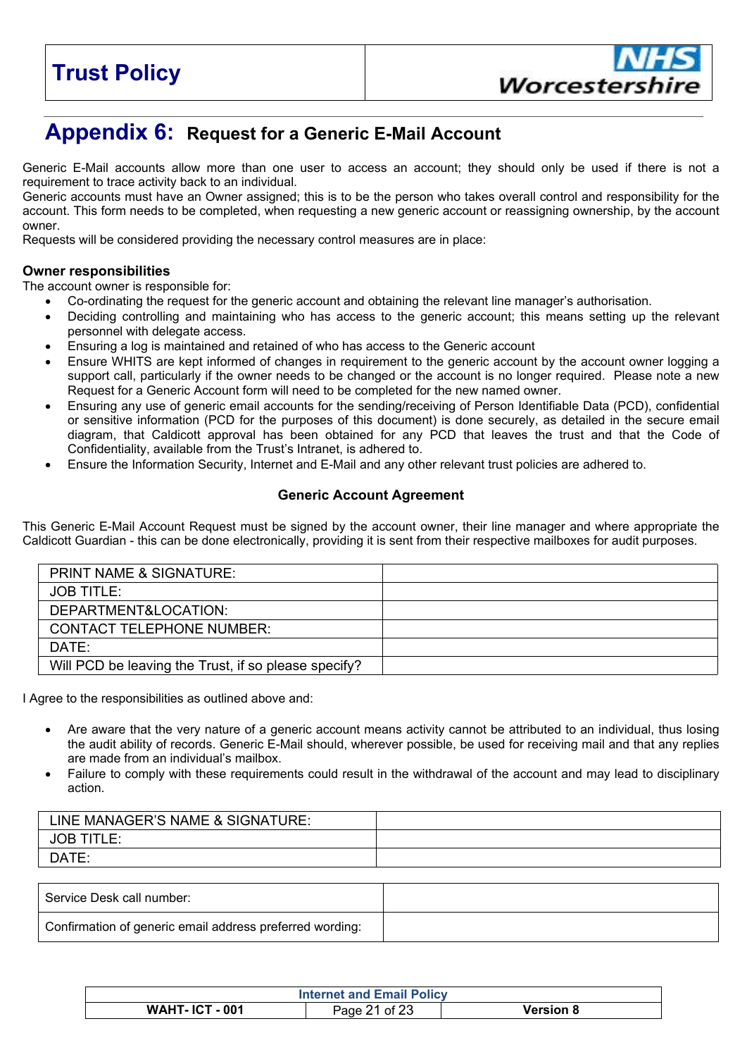# Appendix 6: Request for a Generic E-Mail Account

Generic E-Mail accounts allow more than one user to access an account; they should only be used if there is not a requirement to trace activity back to an individual.
Generic accounts must have an Owner assigned; this is to be the person who takes overall control and responsibility for the account. This form needs to be completed, when requesting a new generic account or reassigning ownership, by the account owner.
Requests will be considered providing the necessary control measures are in place:

**Owner responsibilities**
The account owner is responsible for:

- Co-ordinating the request for the generic account and obtaining the relevant line manager's authorisation.
- Deciding controlling and maintaining who has access to the generic account; this means setting up the relevant personnel with delegate access.
- Ensuring a log is maintained and retained of who has access to the Generic account
- Ensure WHITS are kept informed of changes in requirement to the generic account by the account owner logging a support call, particularly if the owner needs to be changed or the account is no longer required. Please note a new Request for a Generic Account form will need to be completed for the new named owner.
- Ensuring any use of generic email accounts for the sending/receiving of Person Identifiable Data (PCD), confidential or sensitive information (PCD for the purposes of this document) is done securely, as detailed in the secure email diagram, that Caldicott approval has been obtained for any PCD that leaves the trust and that the Code of Confidentiality, available from the Trust's Intranet, is adhered to.
- Ensure the Information Security, Internet and E-Mail and any other relevant trust policies are adhered to.

**Generic Account Agreement**

This Generic E-Mail Account Request must be signed by the account owner, their line manager and where appropriate the Caldicott Guardian - this can be done electronically, providing it is sent from their respective mailboxes for audit purposes.

| | |
|---|---|
| PRINT NAME & SIGNATURE: | |
| JOB TITLE: | |
| DEPARTMENT&LOCATION: | |
| CONTACT TELEPHONE NUMBER: | |
| DATE: | |
| Will PCD be leaving the Trust, if so please specify? | |

I Agree to the responsibilities as outlined above and:

- Are aware that the very nature of a generic account means activity cannot be attributed to an individual, thus losing the audit ability of records. Generic E-Mail should, wherever possible, be used for receiving mail and that any replies are made from an individual's mailbox.
- Failure to comply with these requirements could result in the withdrawal of the account and may lead to disciplinary action.

| | |
|---|---|
| LINE MANAGER'S NAME & SIGNATURE: | |
| JOB TITLE: | |
| DATE: | |

| | |
|---|---|
| Service Desk call number: | |
| Confirmation of generic email address preferred wording: | |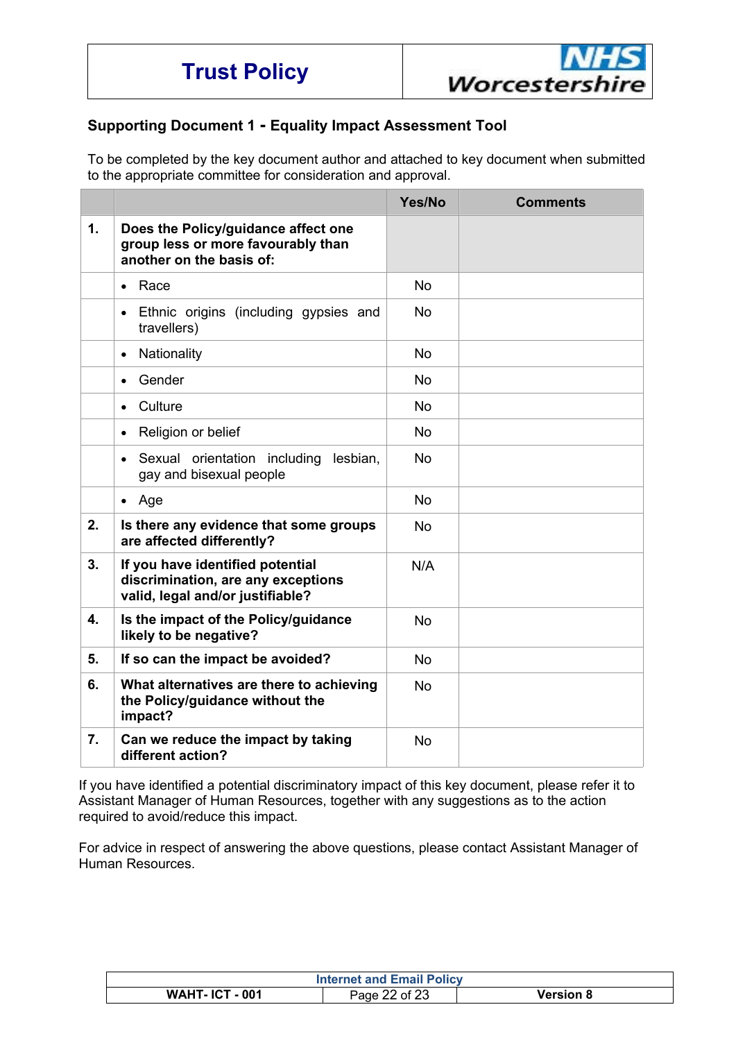## Supporting Document 1 - Equality Impact Assessment Tool

To be completed by the key document author and attached to key document when submitted to the appropriate committee for consideration and approval.

| | | Yes/No | Comments |
|---|---|---|---|
| **1.** | **Does the Policy/guidance affect one group less or more favourably than another on the basis of:** | | |
| | • Race | No | |
| | • Ethnic origins (including gypsies and travellers) | No | |
| | • Nationality | No | |
| | • Gender | No | |
| | • Culture | No | |
| | • Religion or belief | No | |
| | • Sexual orientation including lesbian, gay and bisexual people | No | |
| | • Age | No | |
| **2.** | **Is there any evidence that some groups are affected differently?** | No | |
| **3.** | **If you have identified potential discrimination, are any exceptions valid, legal and/or justifiable?** | N/A | |
| **4.** | **Is the impact of the Policy/guidance likely to be negative?** | No | |
| **5.** | **If so can the impact be avoided?** | No | |
| **6.** | **What alternatives are there to achieving the Policy/guidance without the impact?** | No | |
| **7.** | **Can we reduce the impact by taking different action?** | No | |

If you have identified a potential discriminatory impact of this key document, please refer it to Assistant Manager of Human Resources, together with any suggestions as to the action required to avoid/reduce this impact.

For advice in respect of answering the above questions, please contact Assistant Manager of Human Resources.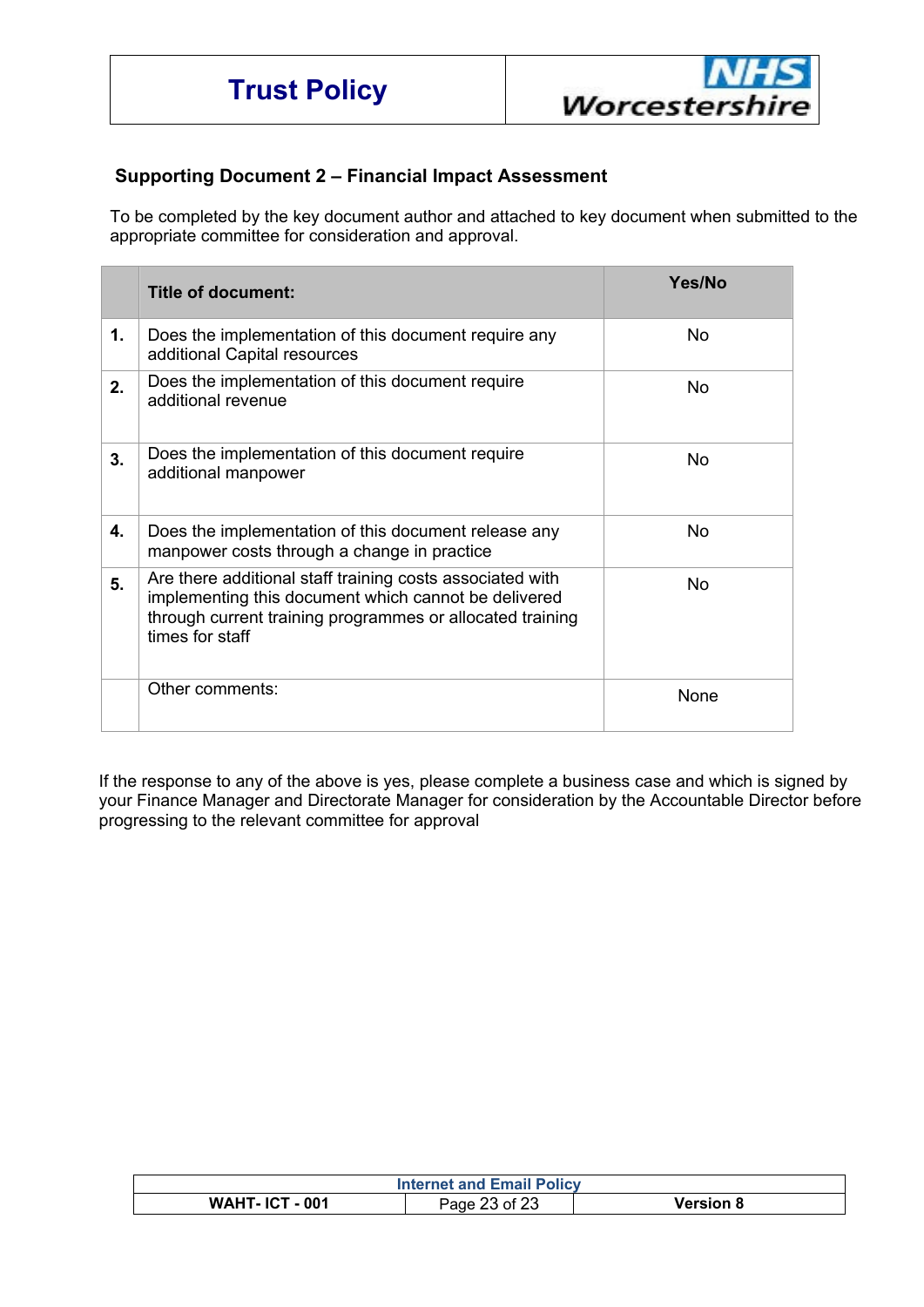## Supporting Document 2 – Financial Impact Assessment

To be completed by the key document author and attached to key document when submitted to the appropriate committee for consideration and approval.

| | Title of document: | Yes/No |
|---|---|---|
| 1. | Does the implementation of this document require any additional Capital resources | No |
| 2. | Does the implementation of this document require additional revenue | No |
| 3. | Does the implementation of this document require additional manpower | No |
| 4. | Does the implementation of this document release any manpower costs through a change in practice | No |
| 5. | Are there additional staff training costs associated with implementing this document which cannot be delivered through current training programmes or allocated training times for staff | No |
| | Other comments: | None |

If the response to any of the above is yes, please complete a business case and which is signed by your Finance Manager and Directorate Manager for consideration by the Accountable Director before progressing to the relevant committee for approval